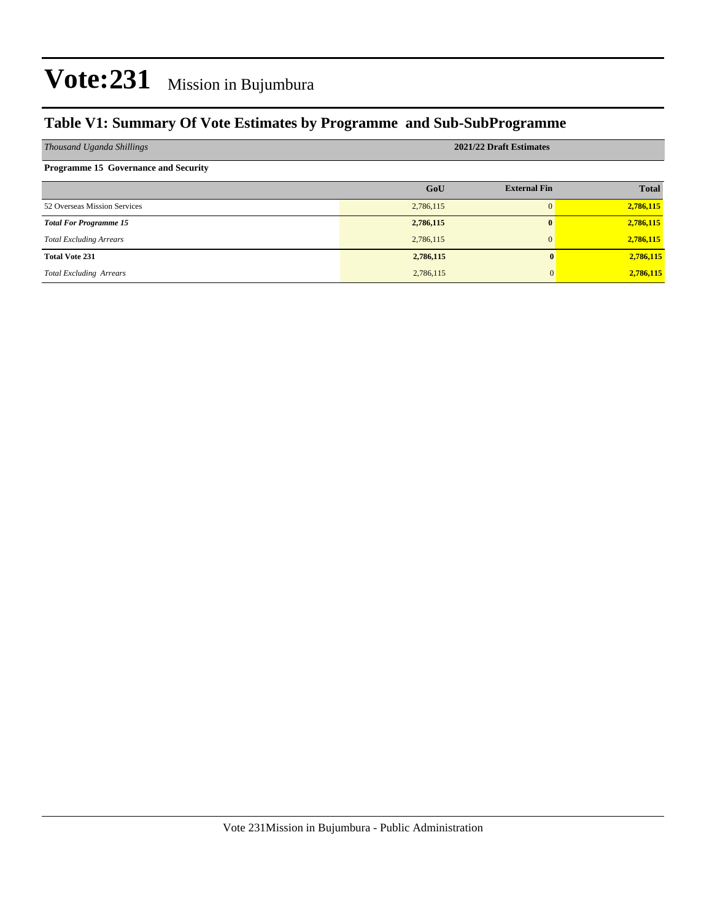# Vote:231 Mission in Bujumbura

## Table V1: Summary Of Vote Estimates by Programme and Sub-SubProgramme

| *Thousand Uganda Shillings* | 2021/22 Draft Estimates | | |
|---|---|---|---|
| **Programme 15 Governance and Security** | | | |
| | **GoU** | **External Fin** | **Total** |
| 52 Overseas Mission Services | 2,786,115 | 0 | **2,786,115** |
| ***Total For Programme 15*** | **2,786,115** | **0** | **2,786,115** |
| *Total Excluding Arrears* | 2,786,115 | 0 | **2,786,115** |
| **Total Vote 231** | **2,786,115** | **0** | **2,786,115** |
| *Total Excluding Arrears* | 2,786,115 | 0 | **2,786,115** |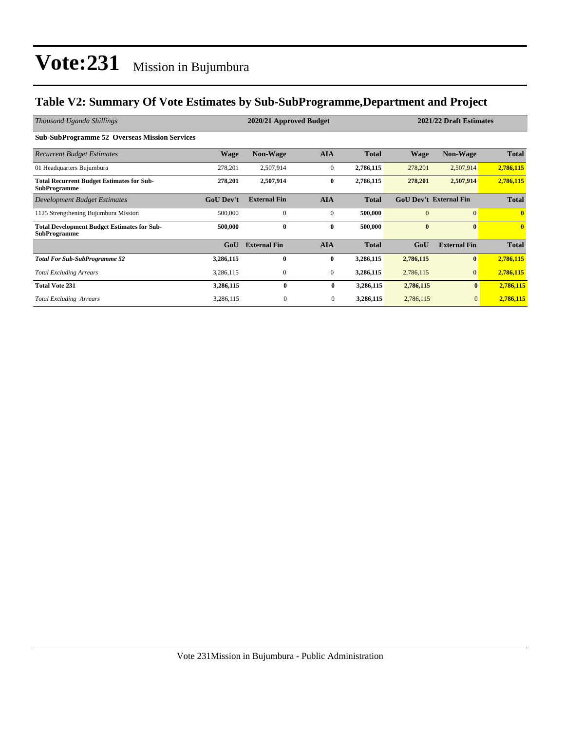# Vote:231 Mission in Bujumbura

## Table V2: Summary Of Vote Estimates by Sub-SubProgramme,Department and Project

| *Thousand Uganda Shillings* | 2020/21 Approved Budget | | | | 2021/22 Draft Estimates | | |
|---|---|---|---|---|---|---|---|
| **Sub-SubProgramme 52 Overseas Mission Services** | | | | | | | |
| *Recurrent Budget Estimates* | **Wage** | **Non-Wage** | **AIA** | **Total** | **Wage** | **Non-Wage** | **Total** |
| 01 Headquarters Bujumbura | 278,201 | 2,507,914 | 0 | **2,786,115** | 278,201 | 2,507,914 | **2,786,115** |
| **Total Recurrent Budget Estimates for Sub-SubProgramme** | **278,201** | **2,507,914** | **0** | **2,786,115** | **278,201** | **2,507,914** | **2,786,115** |
| *Development Budget Estimates* | **GoU Dev't** | **External Fin** | **AIA** | **Total** | **GoU Dev't** | **External Fin** | **Total** |
| 1125 Strengthening Bujumbura Mission | 500,000 | 0 | 0 | **500,000** | 0 | 0 | **0** |
| **Total Development Budget Estimates for Sub-SubProgramme** | **500,000** | **0** | **0** | **500,000** | **0** | **0** | **0** |
| | **GoU** | **External Fin** | **AIA** | **Total** | **GoU** | **External Fin** | **Total** |
| ***Total For Sub-SubProgramme 52*** | **3,286,115** | **0** | **0** | **3,286,115** | **2,786,115** | **0** | **2,786,115** |
| *Total Excluding Arrears* | 3,286,115 | 0 | 0 | **3,286,115** | 2,786,115 | 0 | **2,786,115** |
| **Total Vote 231** | **3,286,115** | **0** | **0** | **3,286,115** | **2,786,115** | **0** | **2,786,115** |
| *Total Excluding Arrears* | 3,286,115 | 0 | 0 | **3,286,115** | 2,786,115 | 0 | **2,786,115** |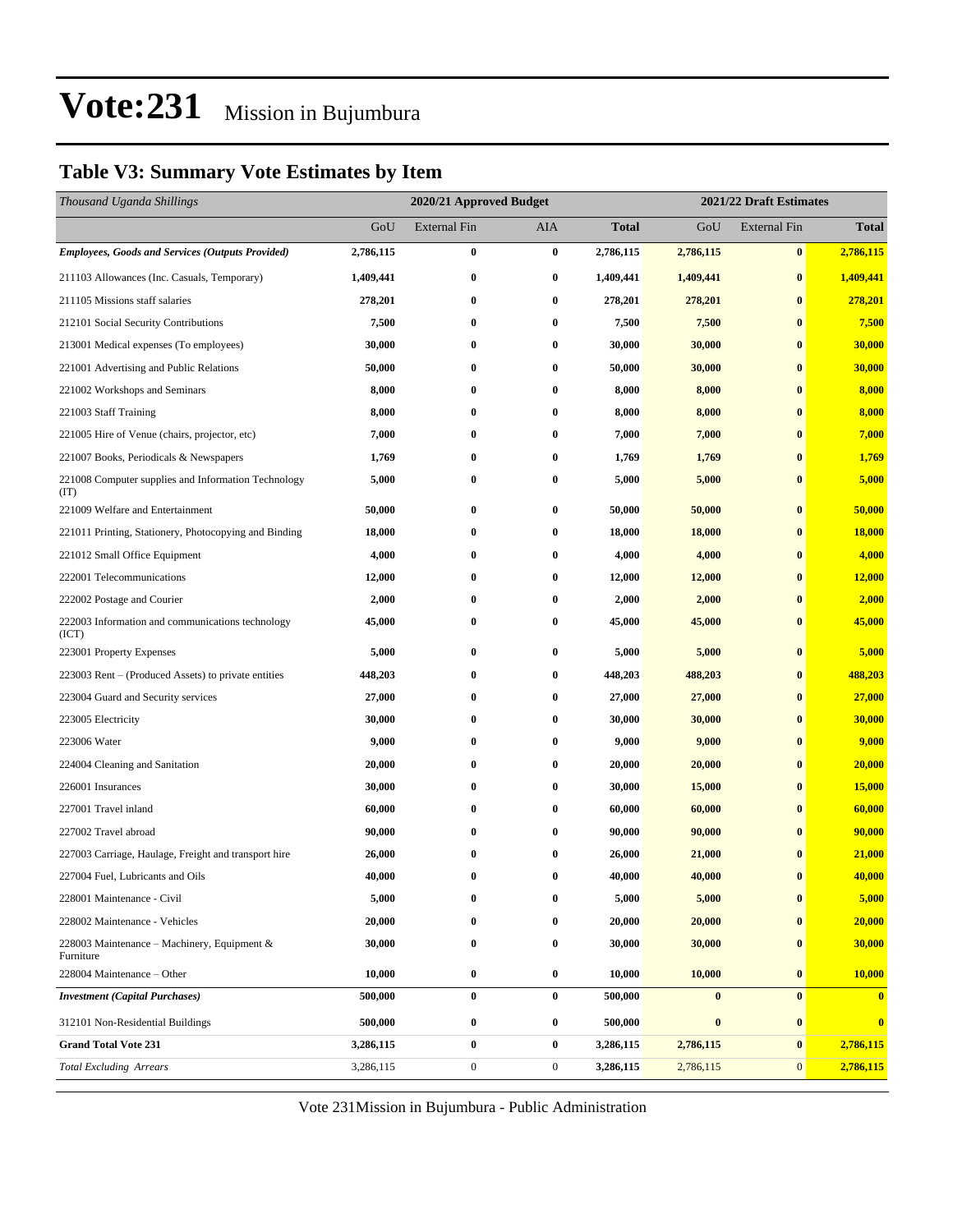# Vote:231 Mission in Bujumbura

## Table V3: Summary Vote Estimates by Item

| *Thousand Uganda Shillings* | 2020/21 Approved Budget | | | | 2021/22 Draft Estimates | | |
|---|---|---|---|---|---|---|---|
| | GoU | External Fin | AIA | **Total** | GoU | External Fin | **Total** |
| ***Employees, Goods and Services (Outputs Provided)*** | **2,786,115** | **0** | **0** | **2,786,115** | **2,786,115** | **0** | **2,786,115** |
| 211103 Allowances (Inc. Casuals, Temporary) | **1,409,441** | **0** | **0** | **1,409,441** | **1,409,441** | **0** | **1,409,441** |
| 211105 Missions staff salaries | **278,201** | **0** | **0** | **278,201** | **278,201** | **0** | **278,201** |
| 212101 Social Security Contributions | **7,500** | **0** | **0** | **7,500** | **7,500** | **0** | **7,500** |
| 213001 Medical expenses (To employees) | **30,000** | **0** | **0** | **30,000** | **30,000** | **0** | **30,000** |
| 221001 Advertising and Public Relations | **50,000** | **0** | **0** | **50,000** | **30,000** | **0** | **30,000** |
| 221002 Workshops and Seminars | **8,000** | **0** | **0** | **8,000** | **8,000** | **0** | **8,000** |
| 221003 Staff Training | **8,000** | **0** | **0** | **8,000** | **8,000** | **0** | **8,000** |
| 221005 Hire of Venue (chairs, projector, etc) | **7,000** | **0** | **0** | **7,000** | **7,000** | **0** | **7,000** |
| 221007 Books, Periodicals & Newspapers | **1,769** | **0** | **0** | **1,769** | **1,769** | **0** | **1,769** |
| 221008 Computer supplies and Information Technology (IT) | **5,000** | **0** | **0** | **5,000** | **5,000** | **0** | **5,000** |
| 221009 Welfare and Entertainment | **50,000** | **0** | **0** | **50,000** | **50,000** | **0** | **50,000** |
| 221011 Printing, Stationery, Photocopying and Binding | **18,000** | **0** | **0** | **18,000** | **18,000** | **0** | **18,000** |
| 221012 Small Office Equipment | **4,000** | **0** | **0** | **4,000** | **4,000** | **0** | **4,000** |
| 222001 Telecommunications | **12,000** | **0** | **0** | **12,000** | **12,000** | **0** | **12,000** |
| 222002 Postage and Courier | **2,000** | **0** | **0** | **2,000** | **2,000** | **0** | **2,000** |
| 222003 Information and communications technology (ICT) | **45,000** | **0** | **0** | **45,000** | **45,000** | **0** | **45,000** |
| 223001 Property Expenses | **5,000** | **0** | **0** | **5,000** | **5,000** | **0** | **5,000** |
| 223003 Rent – (Produced Assets) to private entities | **448,203** | **0** | **0** | **448,203** | **488,203** | **0** | **488,203** |
| 223004 Guard and Security services | **27,000** | **0** | **0** | **27,000** | **27,000** | **0** | **27,000** |
| 223005 Electricity | **30,000** | **0** | **0** | **30,000** | **30,000** | **0** | **30,000** |
| 223006 Water | **9,000** | **0** | **0** | **9,000** | **9,000** | **0** | **9,000** |
| 224004 Cleaning and Sanitation | **20,000** | **0** | **0** | **20,000** | **20,000** | **0** | **20,000** |
| 226001 Insurances | **30,000** | **0** | **0** | **30,000** | **15,000** | **0** | **15,000** |
| 227001 Travel inland | **60,000** | **0** | **0** | **60,000** | **60,000** | **0** | **60,000** |
| 227002 Travel abroad | **90,000** | **0** | **0** | **90,000** | **90,000** | **0** | **90,000** |
| 227003 Carriage, Haulage, Freight and transport hire | **26,000** | **0** | **0** | **26,000** | **21,000** | **0** | **21,000** |
| 227004 Fuel, Lubricants and Oils | **40,000** | **0** | **0** | **40,000** | **40,000** | **0** | **40,000** |
| 228001 Maintenance - Civil | **5,000** | **0** | **0** | **5,000** | **5,000** | **0** | **5,000** |
| 228002 Maintenance - Vehicles | **20,000** | **0** | **0** | **20,000** | **20,000** | **0** | **20,000** |
| 228003 Maintenance – Machinery, Equipment & Furniture | **30,000** | **0** | **0** | **30,000** | **30,000** | **0** | **30,000** |
| 228004 Maintenance – Other | **10,000** | **0** | **0** | **10,000** | **10,000** | **0** | **10,000** |
| ***Investment (Capital Purchases)*** | **500,000** | **0** | **0** | **500,000** | **0** | **0** | **0** |
| 312101 Non-Residential Buildings | **500,000** | **0** | **0** | **500,000** | **0** | **0** | **0** |
| **Grand Total Vote 231** | **3,286,115** | **0** | **0** | **3,286,115** | **2,786,115** | **0** | **2,786,115** |
| *Total Excluding Arrears* | 3,286,115 | 0 | 0 | **3,286,115** | 2,786,115 | 0 | **2,786,115** |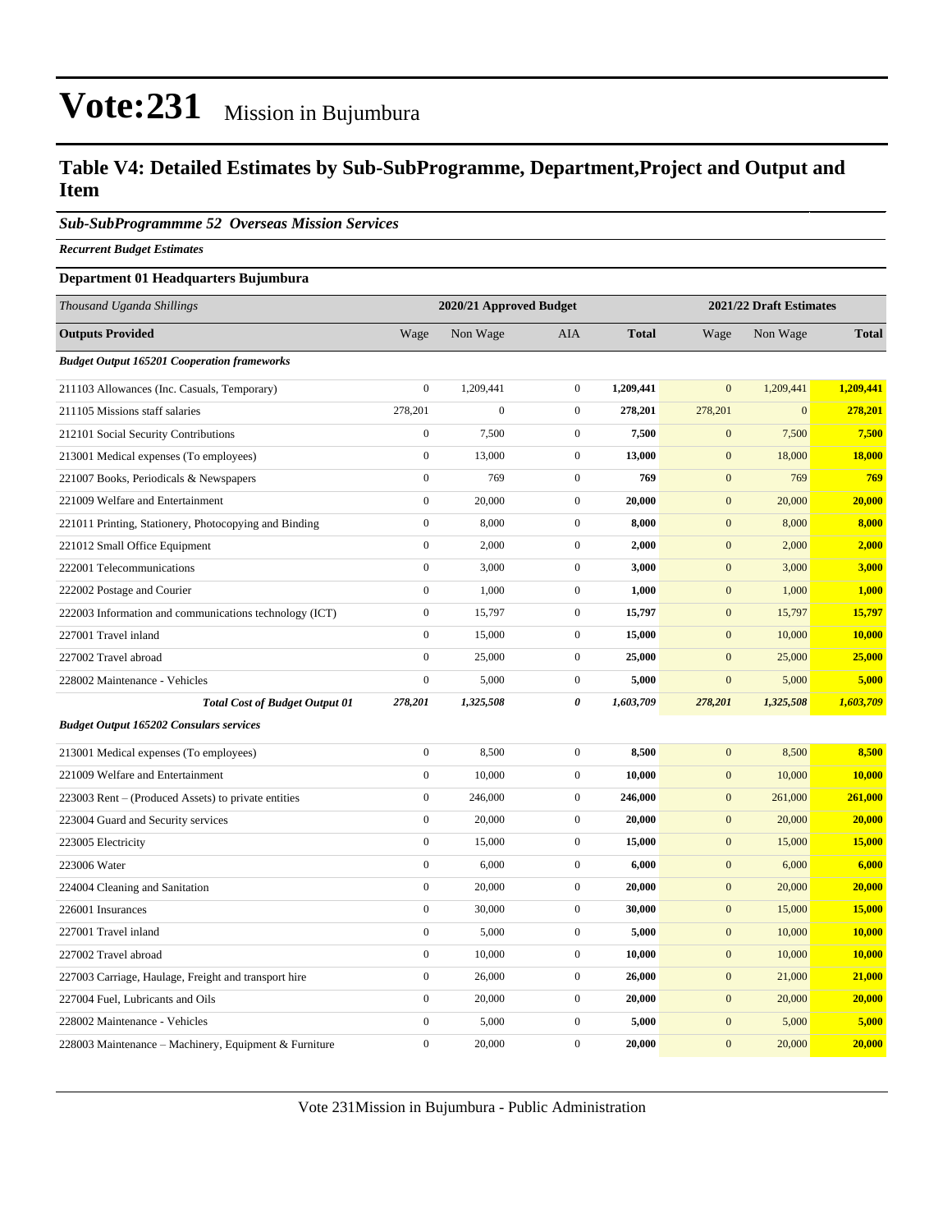# Vote:231 Mission in Bujumbura

## Table V4: Detailed Estimates by Sub-SubProgramme, Department,Project and Output and Item

### *Sub-SubProgrammme 52 Overseas Mission Services*

***Recurrent Budget Estimates***

**Department 01 Headquarters Bujumbura**

| *Thousand Uganda Shillings* | 2020/21 Approved Budget | | | | 2021/22 Draft Estimates | | |
|---|---|---|---|---|---|---|---|
| **Outputs Provided** | Wage | Non Wage | AIA | **Total** | Wage | Non Wage | **Total** |
| ***Budget Output 165201 Cooperation frameworks*** | | | | | | | |
| 211103 Allowances (Inc. Casuals, Temporary) | 0 | 1,209,441 | 0 | **1,209,441** | 0 | 1,209,441 | **1,209,441** |
| 211105 Missions staff salaries | 278,201 | 0 | 0 | **278,201** | 278,201 | 0 | **278,201** |
| 212101 Social Security Contributions | 0 | 7,500 | 0 | **7,500** | 0 | 7,500 | **7,500** |
| 213001 Medical expenses (To employees) | 0 | 13,000 | 0 | **13,000** | 0 | 18,000 | **18,000** |
| 221007 Books, Periodicals & Newspapers | 0 | 769 | 0 | **769** | 0 | 769 | **769** |
| 221009 Welfare and Entertainment | 0 | 20,000 | 0 | **20,000** | 0 | 20,000 | **20,000** |
| 221011 Printing, Stationery, Photocopying and Binding | 0 | 8,000 | 0 | **8,000** | 0 | 8,000 | **8,000** |
| 221012 Small Office Equipment | 0 | 2,000 | 0 | **2,000** | 0 | 2,000 | **2,000** |
| 222001 Telecommunications | 0 | 3,000 | 0 | **3,000** | 0 | 3,000 | **3,000** |
| 222002 Postage and Courier | 0 | 1,000 | 0 | **1,000** | 0 | 1,000 | **1,000** |
| 222003 Information and communications technology (ICT) | 0 | 15,797 | 0 | **15,797** | 0 | 15,797 | **15,797** |
| 227001 Travel inland | 0 | 15,000 | 0 | **15,000** | 0 | 10,000 | **10,000** |
| 227002 Travel abroad | 0 | 25,000 | 0 | **25,000** | 0 | 25,000 | **25,000** |
| 228002 Maintenance - Vehicles | 0 | 5,000 | 0 | **5,000** | 0 | 5,000 | **5,000** |
| ***Total Cost of Budget Output 01*** | ***278,201*** | ***1,325,508*** | ***0*** | ***1,603,709*** | ***278,201*** | ***1,325,508*** | ***1,603,709*** |
| ***Budget Output 165202 Consulars services*** | | | | | | | |
| 213001 Medical expenses (To employees) | 0 | 8,500 | 0 | **8,500** | 0 | 8,500 | **8,500** |
| 221009 Welfare and Entertainment | 0 | 10,000 | 0 | **10,000** | 0 | 10,000 | **10,000** |
| 223003 Rent – (Produced Assets) to private entities | 0 | 246,000 | 0 | **246,000** | 0 | 261,000 | **261,000** |
| 223004 Guard and Security services | 0 | 20,000 | 0 | **20,000** | 0 | 20,000 | **20,000** |
| 223005 Electricity | 0 | 15,000 | 0 | **15,000** | 0 | 15,000 | **15,000** |
| 223006 Water | 0 | 6,000 | 0 | **6,000** | 0 | 6,000 | **6,000** |
| 224004 Cleaning and Sanitation | 0 | 20,000 | 0 | **20,000** | 0 | 20,000 | **20,000** |
| 226001 Insurances | 0 | 30,000 | 0 | **30,000** | 0 | 15,000 | **15,000** |
| 227001 Travel inland | 0 | 5,000 | 0 | **5,000** | 0 | 10,000 | **10,000** |
| 227002 Travel abroad | 0 | 10,000 | 0 | **10,000** | 0 | 10,000 | **10,000** |
| 227003 Carriage, Haulage, Freight and transport hire | 0 | 26,000 | 0 | **26,000** | 0 | 21,000 | **21,000** |
| 227004 Fuel, Lubricants and Oils | 0 | 20,000 | 0 | **20,000** | 0 | 20,000 | **20,000** |
| 228002 Maintenance - Vehicles | 0 | 5,000 | 0 | **5,000** | 0 | 5,000 | **5,000** |
| 228003 Maintenance – Machinery, Equipment & Furniture | 0 | 20,000 | 0 | **20,000** | 0 | 20,000 | **20,000** |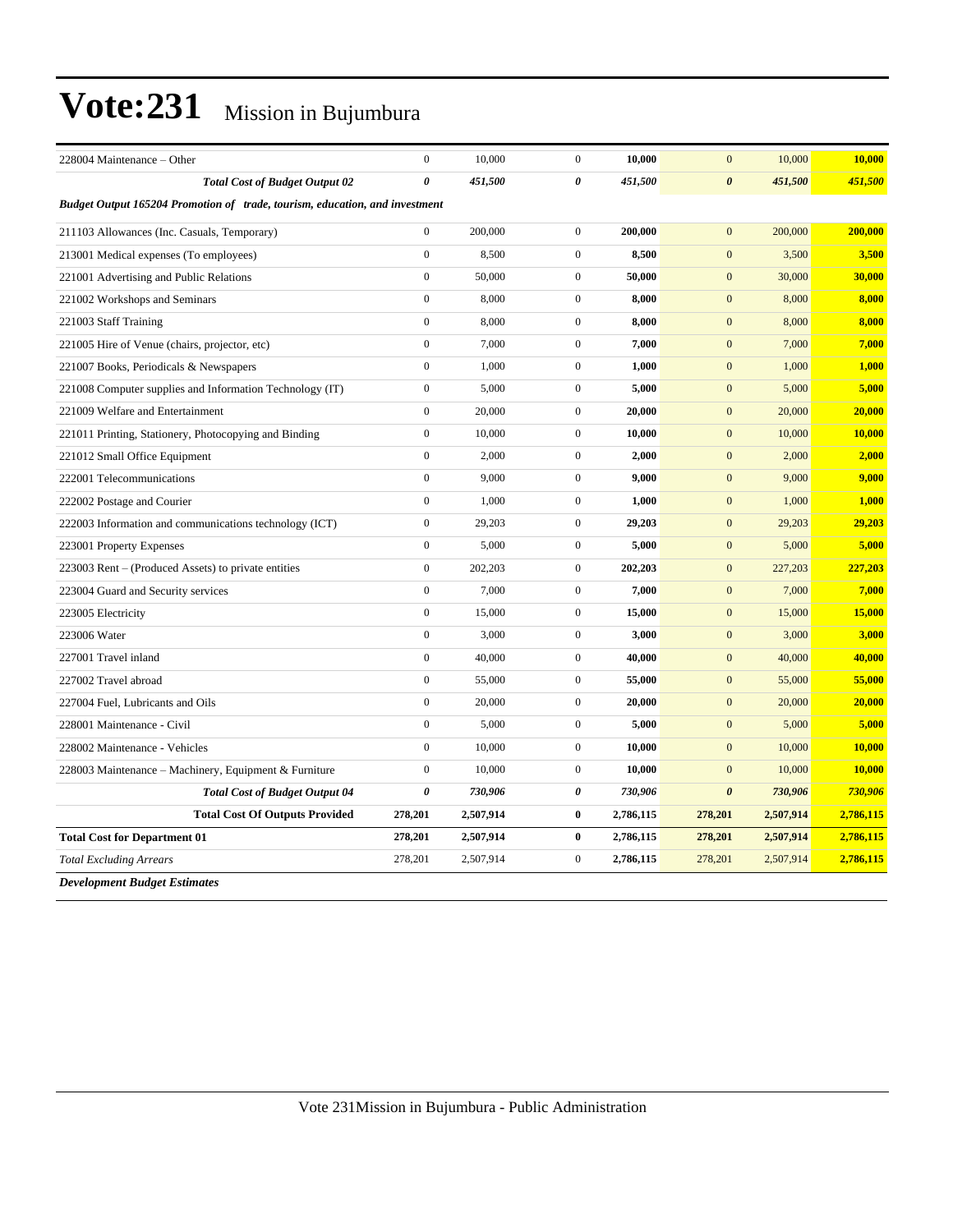# Vote:231 Mission in Bujumbura

| | | | | | | | |
|---|---|---|---|---|---|---|---|
| 228004 Maintenance – Other | 0 | 10,000 | 0 | **10,000** | 0 | 10,000 | **10,000** |
| ***Total Cost of Budget Output 02*** | ***0*** | ***451,500*** | ***0*** | ***451,500*** | ***0*** | ***451,500*** | ***451,500*** |
| ***Budget Output 165204 Promotion of trade, tourism, education, and investment*** | | | | | | | |
| 211103 Allowances (Inc. Casuals, Temporary) | 0 | 200,000 | 0 | **200,000** | 0 | 200,000 | **200,000** |
| 213001 Medical expenses (To employees) | 0 | 8,500 | 0 | **8,500** | 0 | 3,500 | **3,500** |
| 221001 Advertising and Public Relations | 0 | 50,000 | 0 | **50,000** | 0 | 30,000 | **30,000** |
| 221002 Workshops and Seminars | 0 | 8,000 | 0 | **8,000** | 0 | 8,000 | **8,000** |
| 221003 Staff Training | 0 | 8,000 | 0 | **8,000** | 0 | 8,000 | **8,000** |
| 221005 Hire of Venue (chairs, projector, etc) | 0 | 7,000 | 0 | **7,000** | 0 | 7,000 | **7,000** |
| 221007 Books, Periodicals & Newspapers | 0 | 1,000 | 0 | **1,000** | 0 | 1,000 | **1,000** |
| 221008 Computer supplies and Information Technology (IT) | 0 | 5,000 | 0 | **5,000** | 0 | 5,000 | **5,000** |
| 221009 Welfare and Entertainment | 0 | 20,000 | 0 | **20,000** | 0 | 20,000 | **20,000** |
| 221011 Printing, Stationery, Photocopying and Binding | 0 | 10,000 | 0 | **10,000** | 0 | 10,000 | **10,000** |
| 221012 Small Office Equipment | 0 | 2,000 | 0 | **2,000** | 0 | 2,000 | **2,000** |
| 222001 Telecommunications | 0 | 9,000 | 0 | **9,000** | 0 | 9,000 | **9,000** |
| 222002 Postage and Courier | 0 | 1,000 | 0 | **1,000** | 0 | 1,000 | **1,000** |
| 222003 Information and communications technology (ICT) | 0 | 29,203 | 0 | **29,203** | 0 | 29,203 | **29,203** |
| 223001 Property Expenses | 0 | 5,000 | 0 | **5,000** | 0 | 5,000 | **5,000** |
| 223003 Rent – (Produced Assets) to private entities | 0 | 202,203 | 0 | **202,203** | 0 | 227,203 | **227,203** |
| 223004 Guard and Security services | 0 | 7,000 | 0 | **7,000** | 0 | 7,000 | **7,000** |
| 223005 Electricity | 0 | 15,000 | 0 | **15,000** | 0 | 15,000 | **15,000** |
| 223006 Water | 0 | 3,000 | 0 | **3,000** | 0 | 3,000 | **3,000** |
| 227001 Travel inland | 0 | 40,000 | 0 | **40,000** | 0 | 40,000 | **40,000** |
| 227002 Travel abroad | 0 | 55,000 | 0 | **55,000** | 0 | 55,000 | **55,000** |
| 227004 Fuel, Lubricants and Oils | 0 | 20,000 | 0 | **20,000** | 0 | 20,000 | **20,000** |
| 228001 Maintenance - Civil | 0 | 5,000 | 0 | **5,000** | 0 | 5,000 | **5,000** |
| 228002 Maintenance - Vehicles | 0 | 10,000 | 0 | **10,000** | 0 | 10,000 | **10,000** |
| 228003 Maintenance – Machinery, Equipment & Furniture | 0 | 10,000 | 0 | **10,000** | 0 | 10,000 | **10,000** |
| ***Total Cost of Budget Output 04*** | ***0*** | ***730,906*** | ***0*** | ***730,906*** | ***0*** | ***730,906*** | ***730,906*** |
| **Total Cost Of Outputs Provided** | **278,201** | **2,507,914** | **0** | **2,786,115** | **278,201** | **2,507,914** | **2,786,115** |
| **Total Cost for Department 01** | **278,201** | **2,507,914** | **0** | **2,786,115** | **278,201** | **2,507,914** | **2,786,115** |
| *Total Excluding Arrears* | 278,201 | 2,507,914 | 0 | **2,786,115** | 278,201 | 2,507,914 | **2,786,115** |
| ***Development Budget Estimates*** | | | | | | | |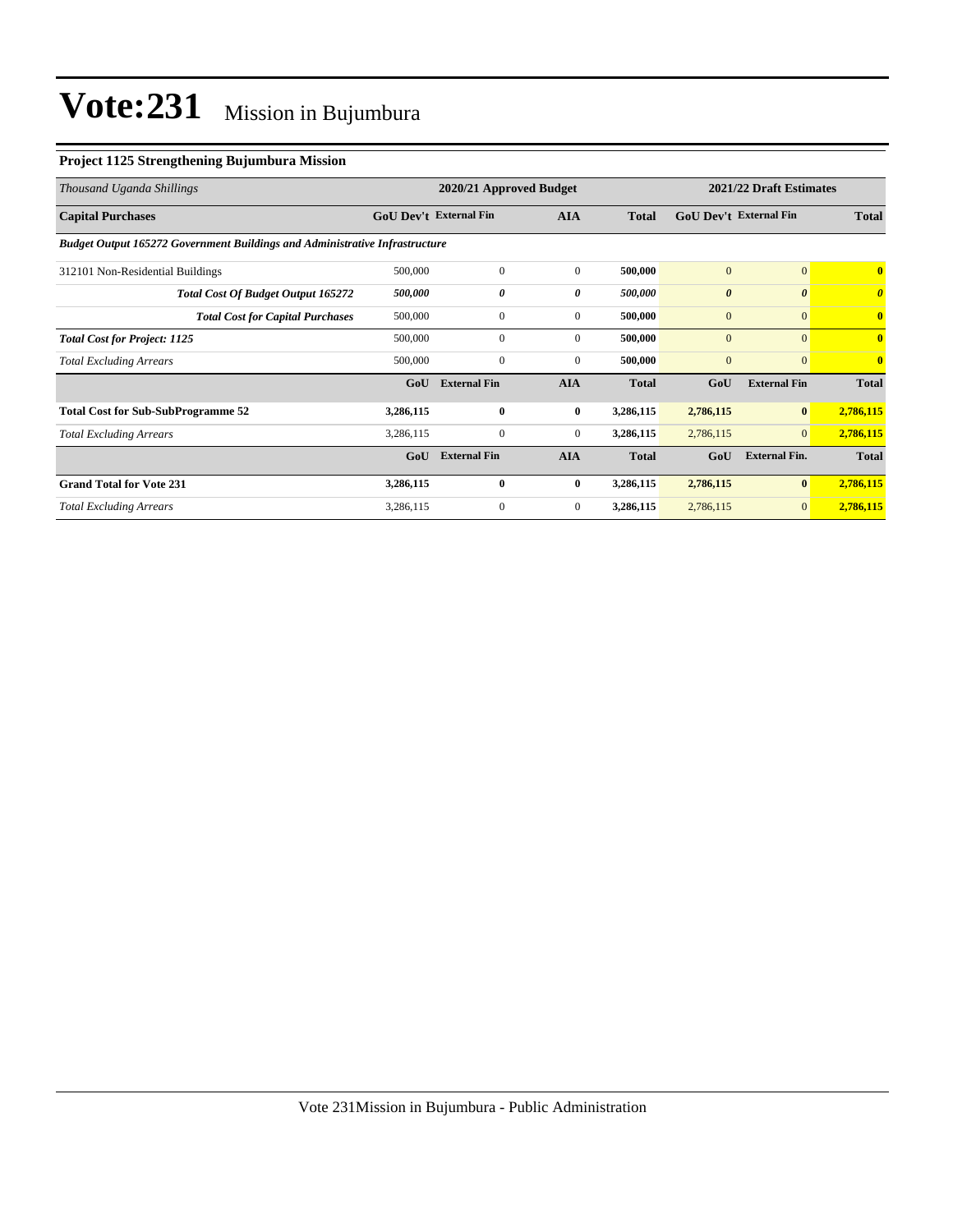# Vote:231 Mission in Bujumbura

### Project 1125 Strengthening Bujumbura Mission

| *Thousand Uganda Shillings* | 2020/21 Approved Budget | | | | 2021/22 Draft Estimates | | |
|---|---|---|---|---|---|---|---|
| **Capital Purchases** | **GoU Dev't** | **External Fin** | **AIA** | **Total** | **GoU Dev't** | **External Fin** | **Total** |
| ***Budget Output 165272 Government Buildings and Administrative Infrastructure*** | | | | | | | |
| 312101 Non-Residential Buildings | 500,000 | 0 | 0 | **500,000** | 0 | 0 | **0** |
| ***Total Cost Of Budget Output 165272*** | ***500,000*** | ***0*** | ***0*** | ***500,000*** | ***0*** | ***0*** | ***0*** |
| ***Total Cost for Capital Purchases*** | 500,000 | 0 | 0 | **500,000** | 0 | 0 | **0** |
| ***Total Cost for Project: 1125*** | 500,000 | 0 | 0 | **500,000** | 0 | 0 | **0** |
| *Total Excluding Arrears* | 500,000 | 0 | 0 | **500,000** | 0 | 0 | **0** |
| | **GoU** | **External Fin** | **AIA** | **Total** | **GoU** | **External Fin** | **Total** |
| **Total Cost for Sub-SubProgramme 52** | **3,286,115** | **0** | **0** | **3,286,115** | **2,786,115** | **0** | **2,786,115** |
| *Total Excluding Arrears* | 3,286,115 | 0 | 0 | **3,286,115** | 2,786,115 | 0 | **2,786,115** |
| | **GoU** | **External Fin** | **AIA** | **Total** | **GoU** | **External Fin.** | **Total** |
| **Grand Total for Vote 231** | **3,286,115** | **0** | **0** | **3,286,115** | **2,786,115** | **0** | **2,786,115** |
| *Total Excluding Arrears* | 3,286,115 | 0 | 0 | **3,286,115** | 2,786,115 | 0 | **2,786,115** |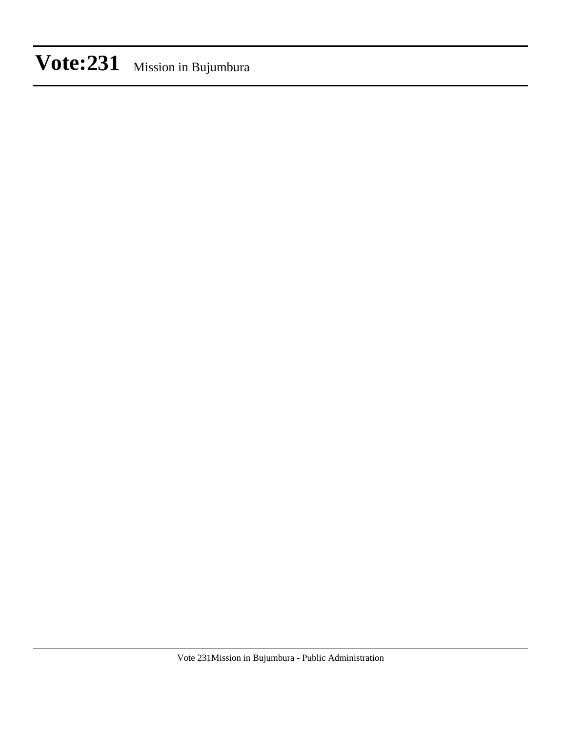# Vote:231 Mission in Bujumbura